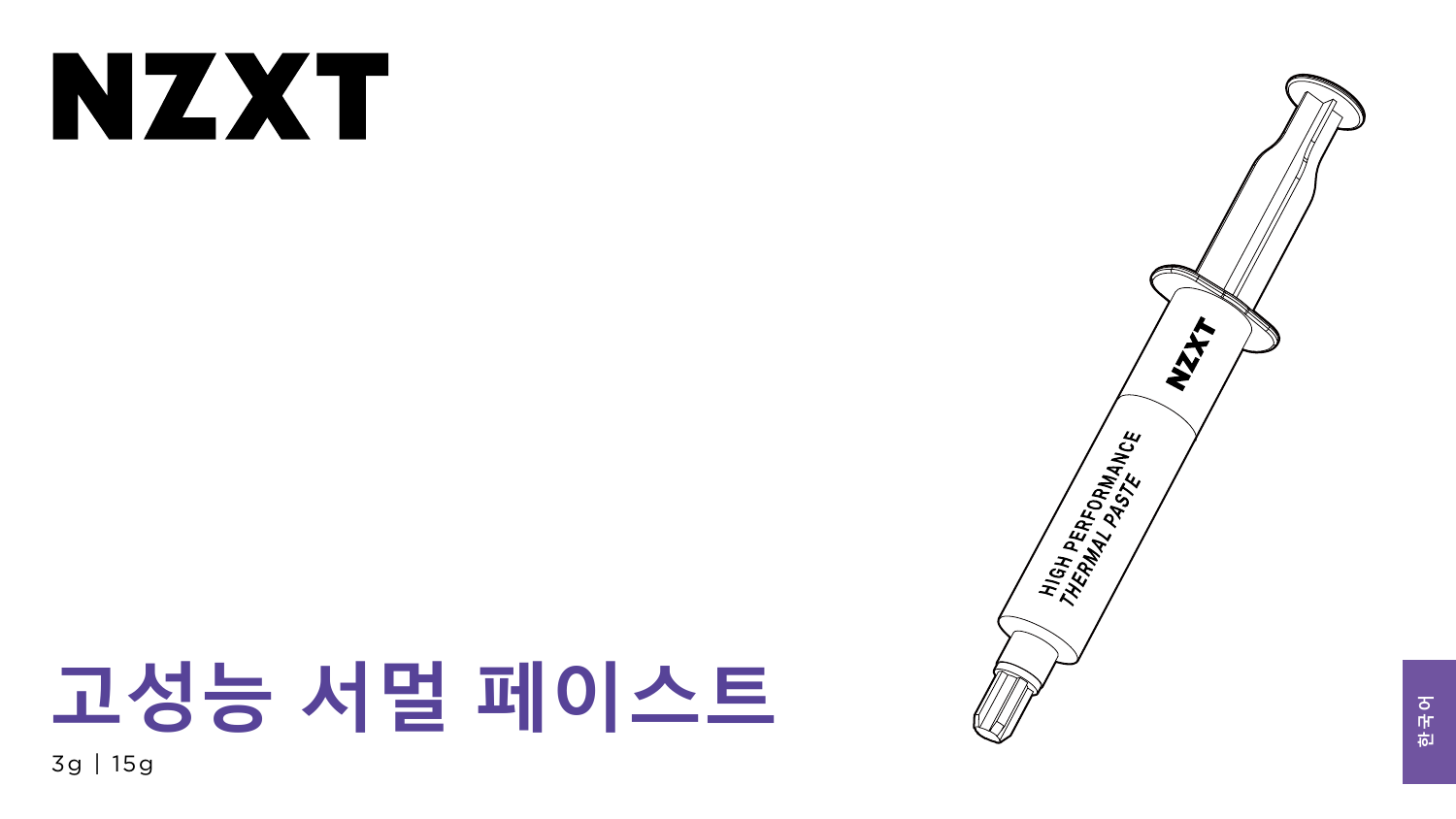# NZXT

# 고성능 서멀 페이스트

3g | 15g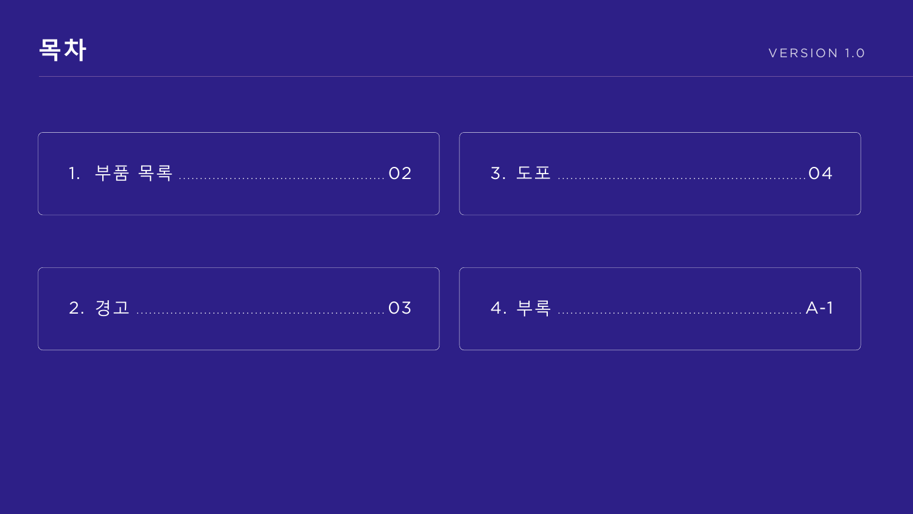# 목차

VERSION 1.0

1. 부품 목록 ........................................ 02

2. 경고 ........................................ 03

3. 도포 ........................................ 04

4. 부록 ........................................ A-1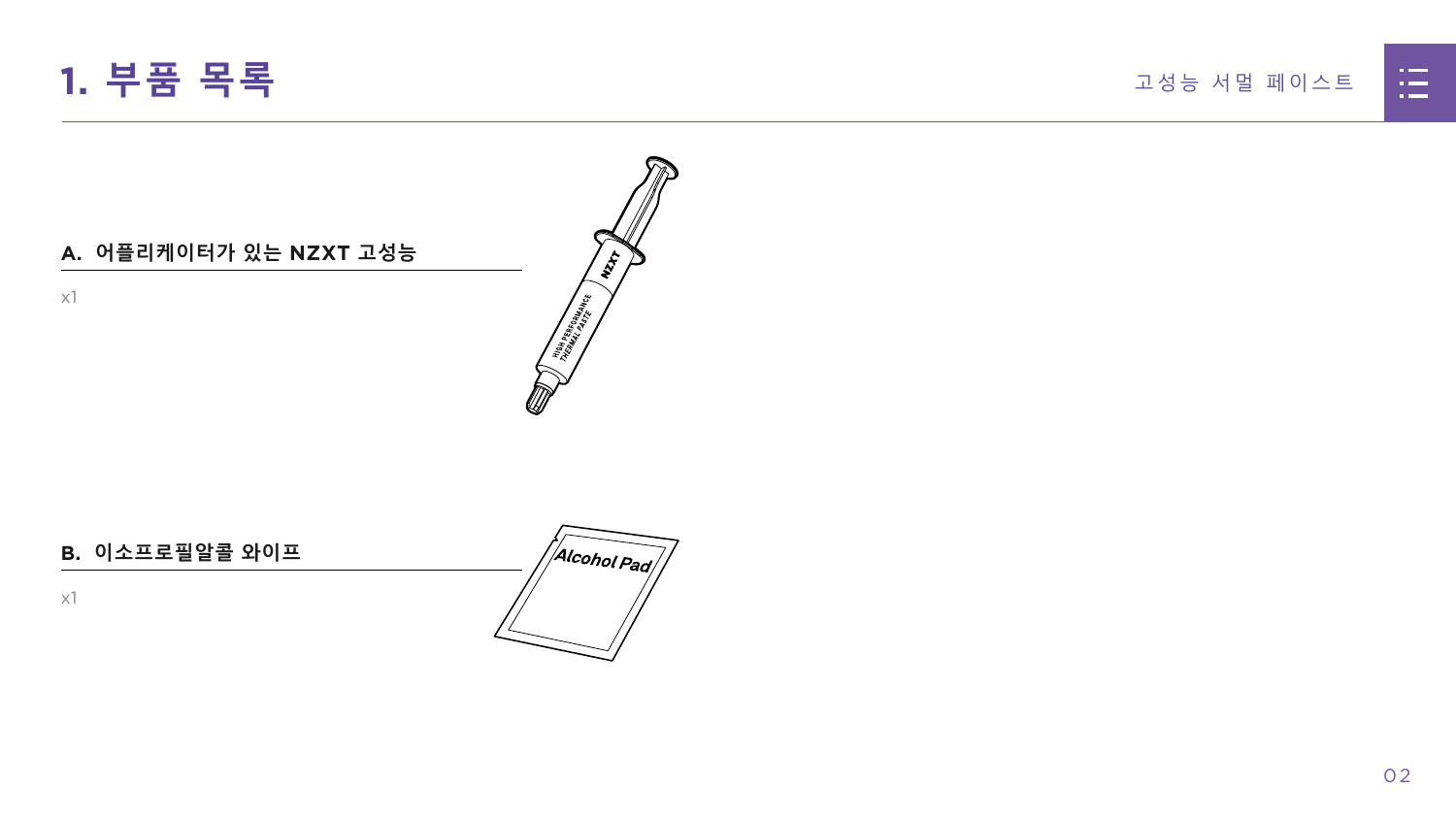# 1. 부품 목록

## A. 어플리케이터가 있는 NZXT 고성능

x1

## B. 이소프로필알콜 와이프

x1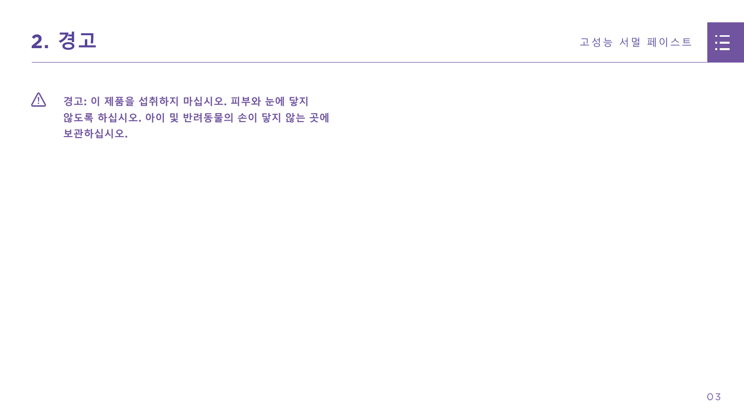## 2. 경고

⚠ **경고: 이 제품을 섭취하지 마십시오. 피부와 눈에 닿지 않도록 하십시오. 아이 및 반려동물의 손이 닿지 않는 곳에 보관하십시오.**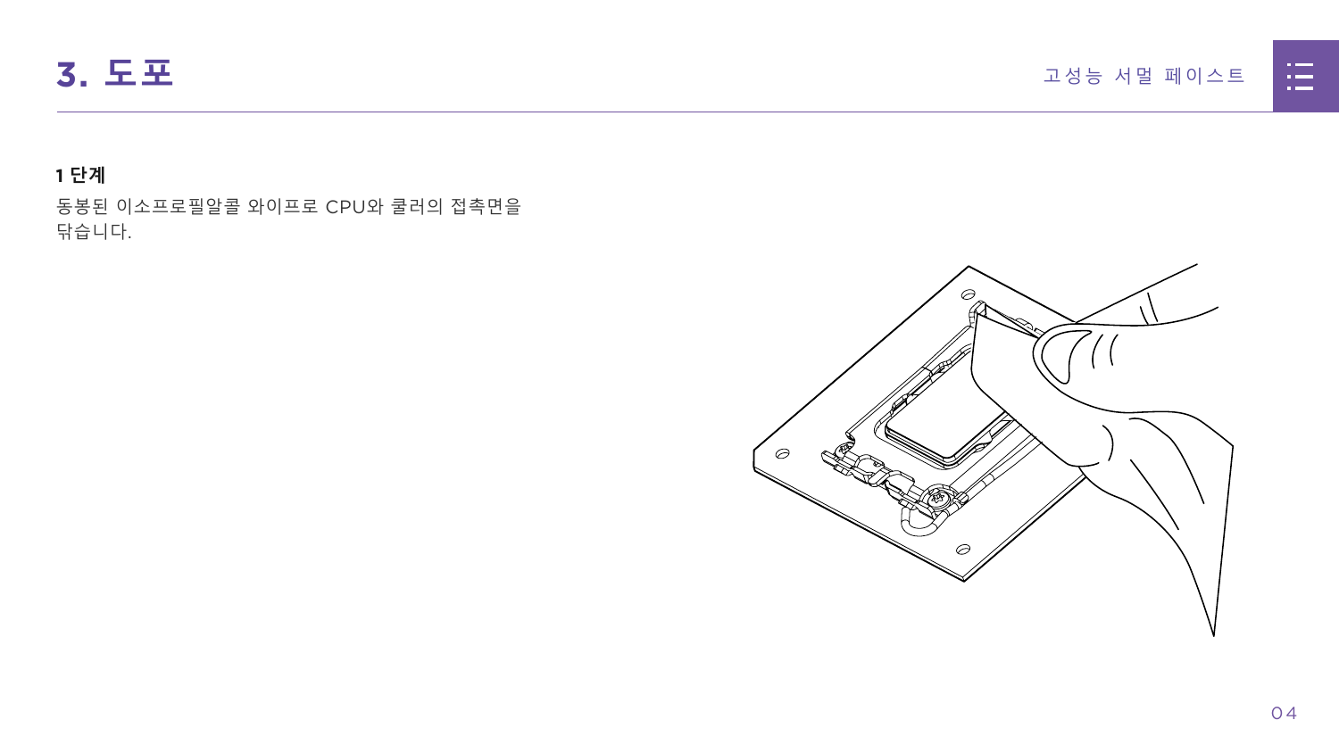# 3. 도포

**1 단계**

동봉된 이소프로필알콜 와이프로 CPU와 쿨러의 접촉면을 닦습니다.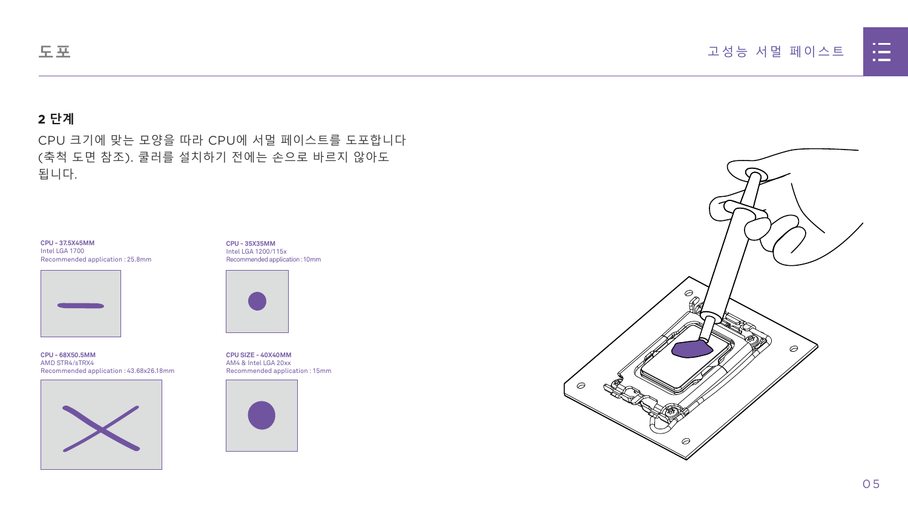# 도포

## 2 단계

CPU 크기에 맞는 모양을 따라 CPU에 서멀 페이스트를 도포합니다 (축척 도면 참조). 쿨러를 설치하기 전에는 손으로 바르지 않아도 됩니다.

**CPU - 37.5X45MM**
Intel LGA 1700
Recommended application : 25.8mm

**CPU - 35X35MM**
Intel LGA 1200/115x
Recommended application : 10mm

**CPU - 68X50.5MM**
AMD STR4/sTRX4
Recommended application : 43.68x26.18mm

**CPU SIZE - 40X40MM**
AM4 & Intel LGA 20xx
Recommended application : 15mm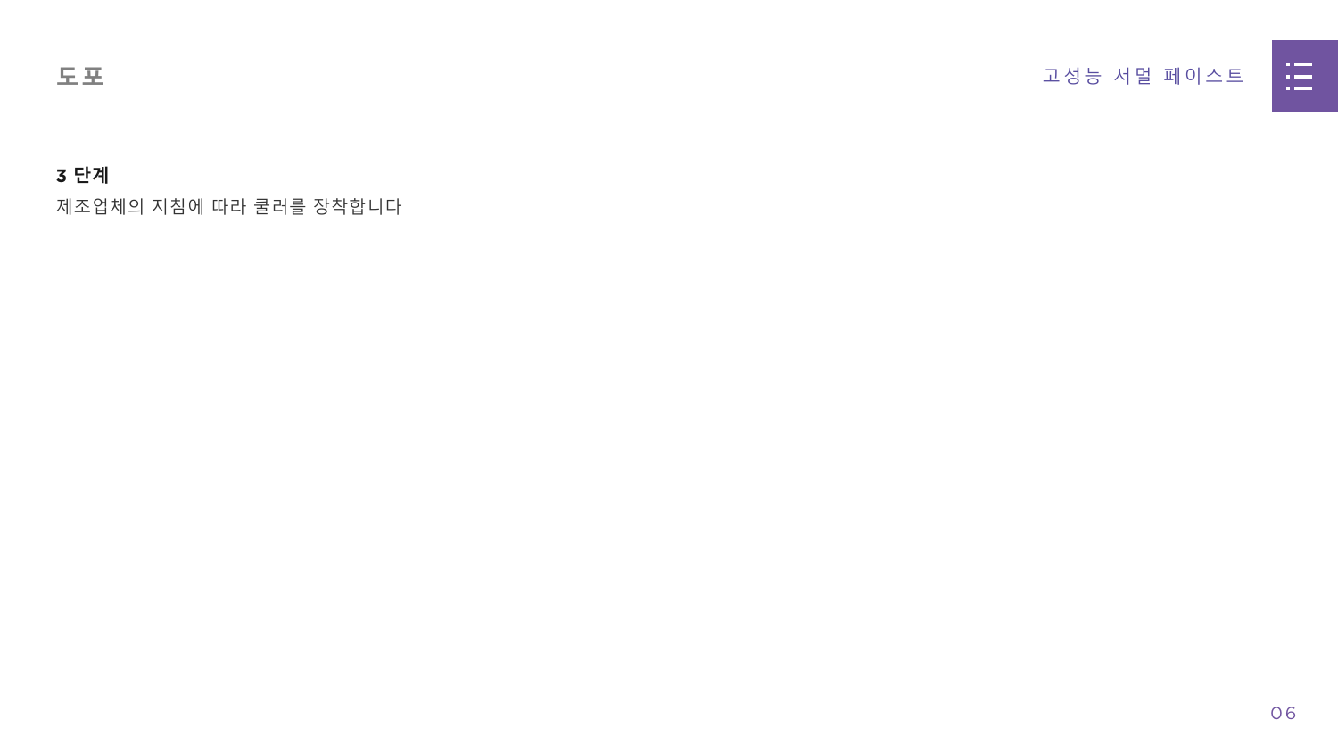**3 단계**

제조업체의 지침에 따라 쿨러를 장착합니다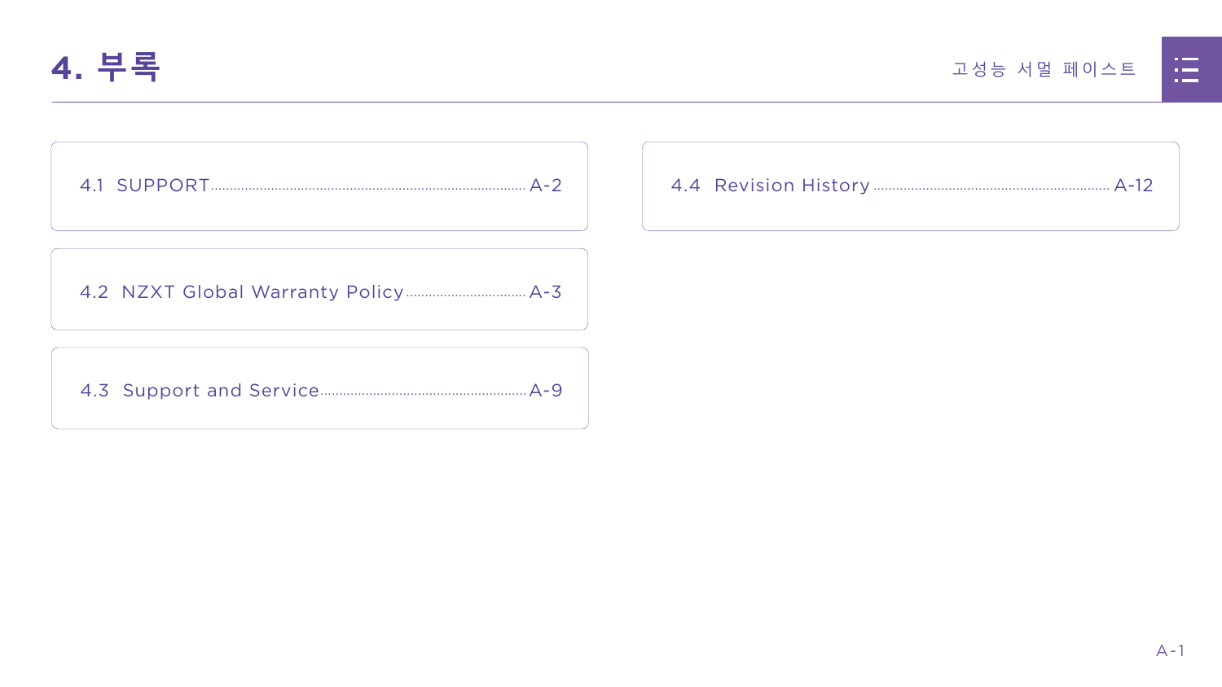# 4. 부록

- 4.1 SUPPORT ........ A-2
- 4.2 NZXT Global Warranty Policy ........ A-3
- 4.3 Support and Service ........ A-9
- 4.4 Revision History ........ A-12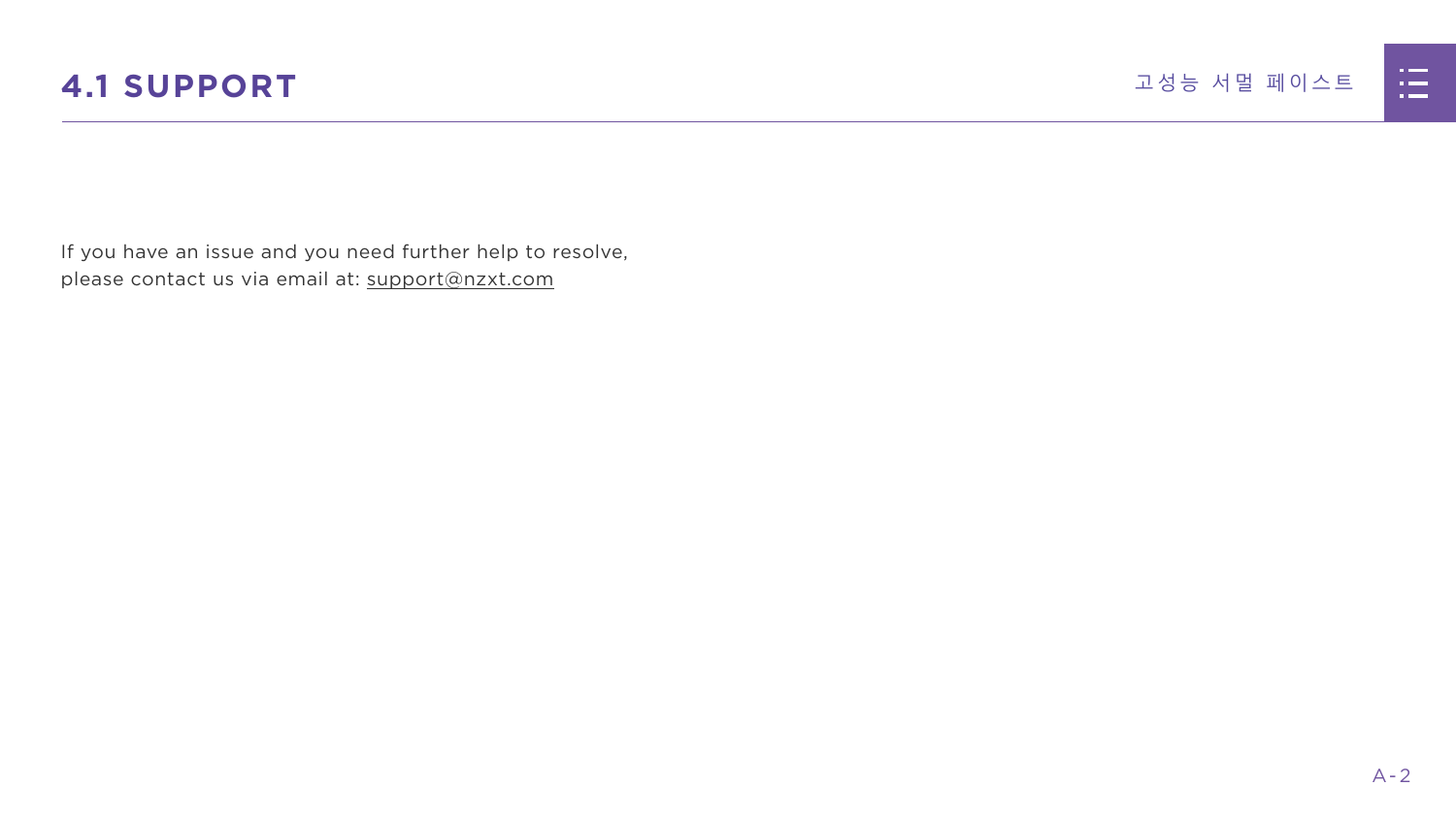## 4.1 SUPPORT

If you have an issue and you need further help to resolve, please contact us via email at: support@nzxt.com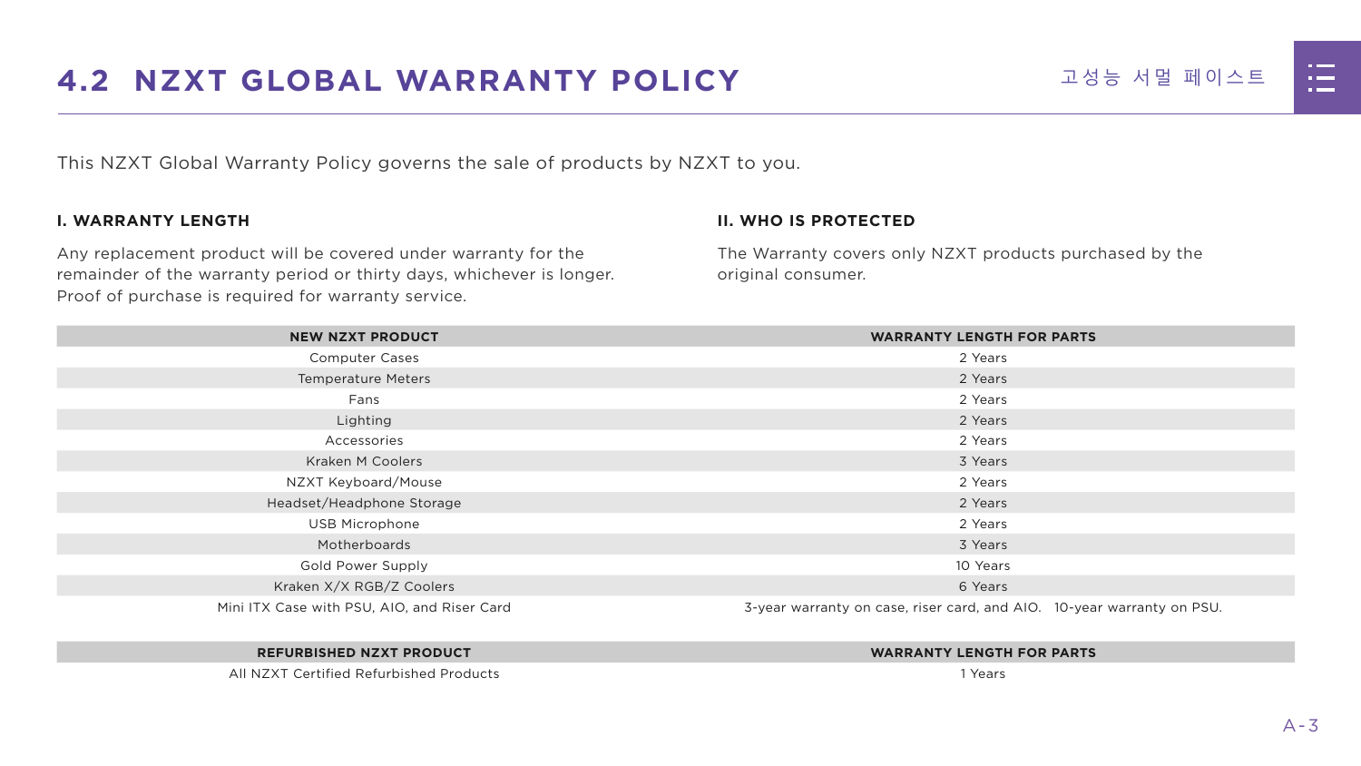## 4.2 NZXT GLOBAL WARRANTY POLICY

This NZXT Global Warranty Policy governs the sale of products by NZXT to you.

### I. WARRANTY LENGTH

Any replacement product will be covered under warranty for the remainder of the warranty period or thirty days, whichever is longer. Proof of purchase is required for warranty service.

### II. WHO IS PROTECTED

The Warranty covers only NZXT products purchased by the original consumer.

| NEW NZXT PRODUCT | WARRANTY LENGTH FOR PARTS |
|---|---|
| Computer Cases | 2 Years |
| Temperature Meters | 2 Years |
| Fans | 2 Years |
| Lighting | 2 Years |
| Accessories | 2 Years |
| Kraken M Coolers | 3 Years |
| NZXT Keyboard/Mouse | 2 Years |
| Headset/Headphone Storage | 2 Years |
| USB Microphone | 2 Years |
| Motherboards | 3 Years |
| Gold Power Supply | 10 Years |
| Kraken X/X RGB/Z Coolers | 6 Years |
| Mini ITX Case with PSU, AIO, and Riser Card | 3-year warranty on case, riser card, and AIO. 10-year warranty on PSU. |

| REFURBISHED NZXT PRODUCT | WARRANTY LENGTH FOR PARTS |
|---|---|
| All NZXT Certified Refurbished Products | 1 Years |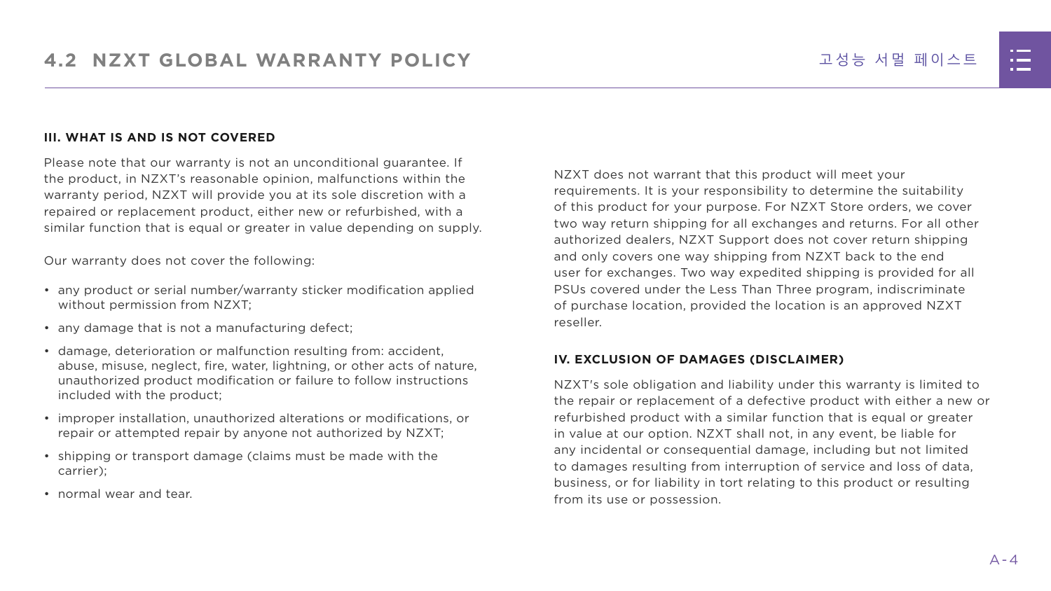## 4.2 NZXT GLOBAL WARRANTY POLICY

### III. WHAT IS AND IS NOT COVERED

Please note that our warranty is not an unconditional guarantee. If the product, in NZXT's reasonable opinion, malfunctions within the warranty period, NZXT will provide you at its sole discretion with a repaired or replacement product, either new or refurbished, with a similar function that is equal or greater in value depending on supply.

Our warranty does not cover the following:

- any product or serial number/warranty sticker modification applied without permission from NZXT;
- any damage that is not a manufacturing defect;
- damage, deterioration or malfunction resulting from: accident, abuse, misuse, neglect, fire, water, lightning, or other acts of nature, unauthorized product modification or failure to follow instructions included with the product;
- improper installation, unauthorized alterations or modifications, or repair or attempted repair by anyone not authorized by NZXT;
- shipping or transport damage (claims must be made with the carrier);
- normal wear and tear.

NZXT does not warrant that this product will meet your requirements. It is your responsibility to determine the suitability of this product for your purpose. For NZXT Store orders, we cover two way return shipping for all exchanges and returns. For all other authorized dealers, NZXT Support does not cover return shipping and only covers one way shipping from NZXT back to the end user for exchanges. Two way expedited shipping is provided for all PSUs covered under the Less Than Three program, indiscriminate of purchase location, provided the location is an approved NZXT reseller.

### IV. EXCLUSION OF DAMAGES (DISCLAIMER)

NZXT's sole obligation and liability under this warranty is limited to the repair or replacement of a defective product with either a new or refurbished product with a similar function that is equal or greater in value at our option. NZXT shall not, in any event, be liable for any incidental or consequential damage, including but not limited to damages resulting from interruption of service and loss of data, business, or for liability in tort relating to this product or resulting from its use or possession.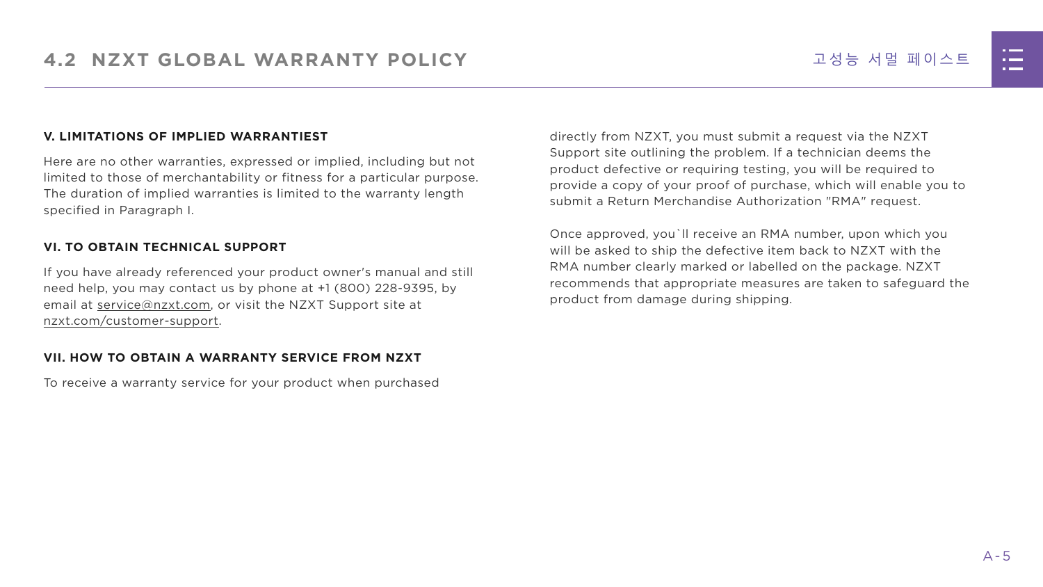### V. LIMITATIONS OF IMPLIED WARRANTIEST

Here are no other warranties, expressed or implied, including but not limited to those of merchantability or fitness for a particular purpose. The duration of implied warranties is limited to the warranty length specified in Paragraph I.

### VI. TO OBTAIN TECHNICAL SUPPORT

If you have already referenced your product owner's manual and still need help, you may contact us by phone at +1 (800) 228-9395, by email at service@nzxt.com, or visit the NZXT Support site at nzxt.com/customer-support.

### VII. HOW TO OBTAIN A WARRANTY SERVICE FROM NZXT

To receive a warranty service for your product when purchased directly from NZXT, you must submit a request via the NZXT Support site outlining the problem. If a technician deems the product defective or requiring testing, you will be required to provide a copy of your proof of purchase, which will enable you to submit a Return Merchandise Authorization "RMA" request.

Once approved, you`ll receive an RMA number, upon which you will be asked to ship the defective item back to NZXT with the RMA number clearly marked or labelled on the package. NZXT recommends that appropriate measures are taken to safeguard the product from damage during shipping.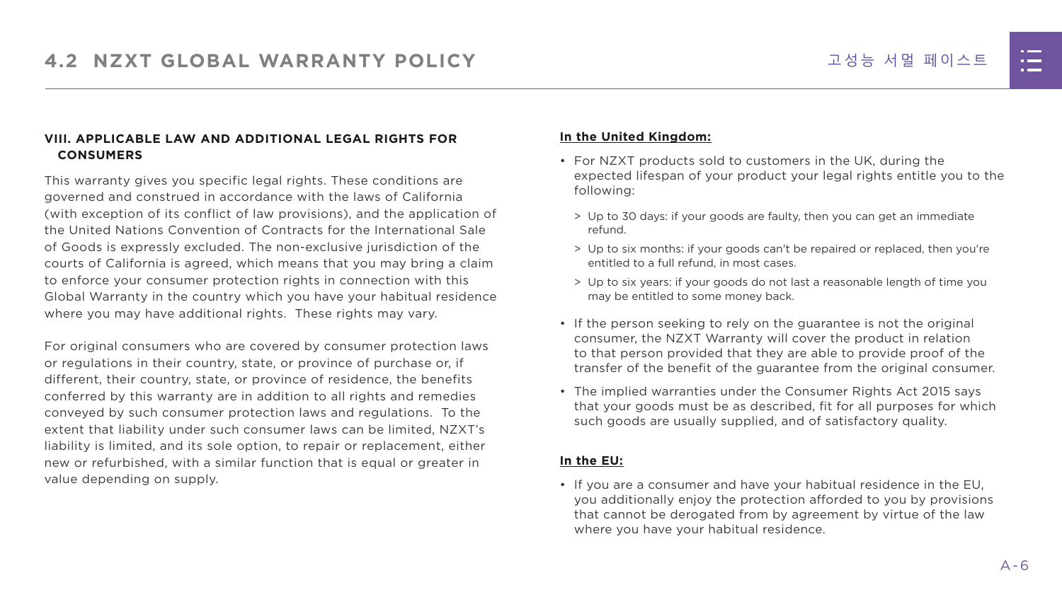## VIII. APPLICABLE LAW AND ADDITIONAL LEGAL RIGHTS FOR CONSUMERS

This warranty gives you specific legal rights. These conditions are governed and construed in accordance with the laws of California (with exception of its conflict of law provisions), and the application of the United Nations Convention of Contracts for the International Sale of Goods is expressly excluded. The non-exclusive jurisdiction of the courts of California is agreed, which means that you may bring a claim to enforce your consumer protection rights in connection with this Global Warranty in the country which you have your habitual residence where you may have additional rights. These rights may vary.

For original consumers who are covered by consumer protection laws or regulations in their country, state, or province of purchase or, if different, their country, state, or province of residence, the benefits conferred by this warranty are in addition to all rights and remedies conveyed by such consumer protection laws and regulations. To the extent that liability under such consumer laws can be limited, NZXT's liability is limited, and its sole option, to repair or replacement, either new or refurbished, with a similar function that is equal or greater in value depending on supply.

**In the United Kingdom:**

- For NZXT products sold to customers in the UK, during the expected lifespan of your product your legal rights entitle you to the following:
  - Up to 30 days: if your goods are faulty, then you can get an immediate refund.
  - Up to six months: if your goods can't be repaired or replaced, then you're entitled to a full refund, in most cases.
  - Up to six years: if your goods do not last a reasonable length of time you may be entitled to some money back.
- If the person seeking to rely on the guarantee is not the original consumer, the NZXT Warranty will cover the product in relation to that person provided that they are able to provide proof of the transfer of the benefit of the guarantee from the original consumer.
- The implied warranties under the Consumer Rights Act 2015 says that your goods must be as described, fit for all purposes for which such goods are usually supplied, and of satisfactory quality.

**In the EU:**

- If you are a consumer and have your habitual residence in the EU, you additionally enjoy the protection afforded to you by provisions that cannot be derogated from by agreement by virtue of the law where you have your habitual residence.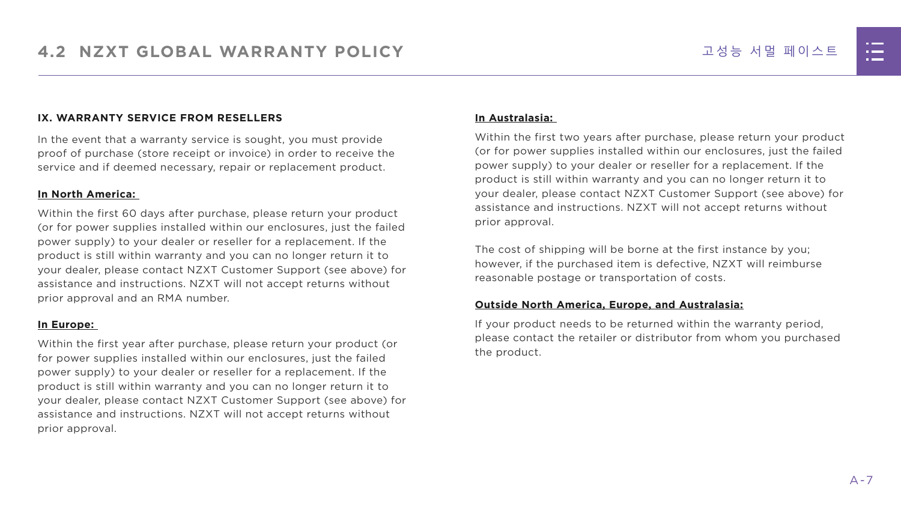## IX. WARRANTY SERVICE FROM RESELLERS

In the event that a warranty service is sought, you must provide proof of purchase (store receipt or invoice) in order to receive the service and if deemed necessary, repair or replacement product.

**In North America:**

Within the first 60 days after purchase, please return your product (or for power supplies installed within our enclosures, just the failed power supply) to your dealer or reseller for a replacement. If the product is still within warranty and you can no longer return it to your dealer, please contact NZXT Customer Support (see above) for assistance and instructions. NZXT will not accept returns without prior approval and an RMA number.

**In Europe:**

Within the first year after purchase, please return your product (or for power supplies installed within our enclosures, just the failed power supply) to your dealer or reseller for a replacement. If the product is still within warranty and you can no longer return it to your dealer, please contact NZXT Customer Support (see above) for assistance and instructions. NZXT will not accept returns without prior approval.

**In Australasia:**

Within the first two years after purchase, please return your product (or for power supplies installed within our enclosures, just the failed power supply) to your dealer or reseller for a replacement. If the product is still within warranty and you can no longer return it to your dealer, please contact NZXT Customer Support (see above) for assistance and instructions. NZXT will not accept returns without prior approval.

The cost of shipping will be borne at the first instance by you; however, if the purchased item is defective, NZXT will reimburse reasonable postage or transportation of costs.

**Outside North America, Europe, and Australasia:**

If your product needs to be returned within the warranty period, please contact the retailer or distributor from whom you purchased the product.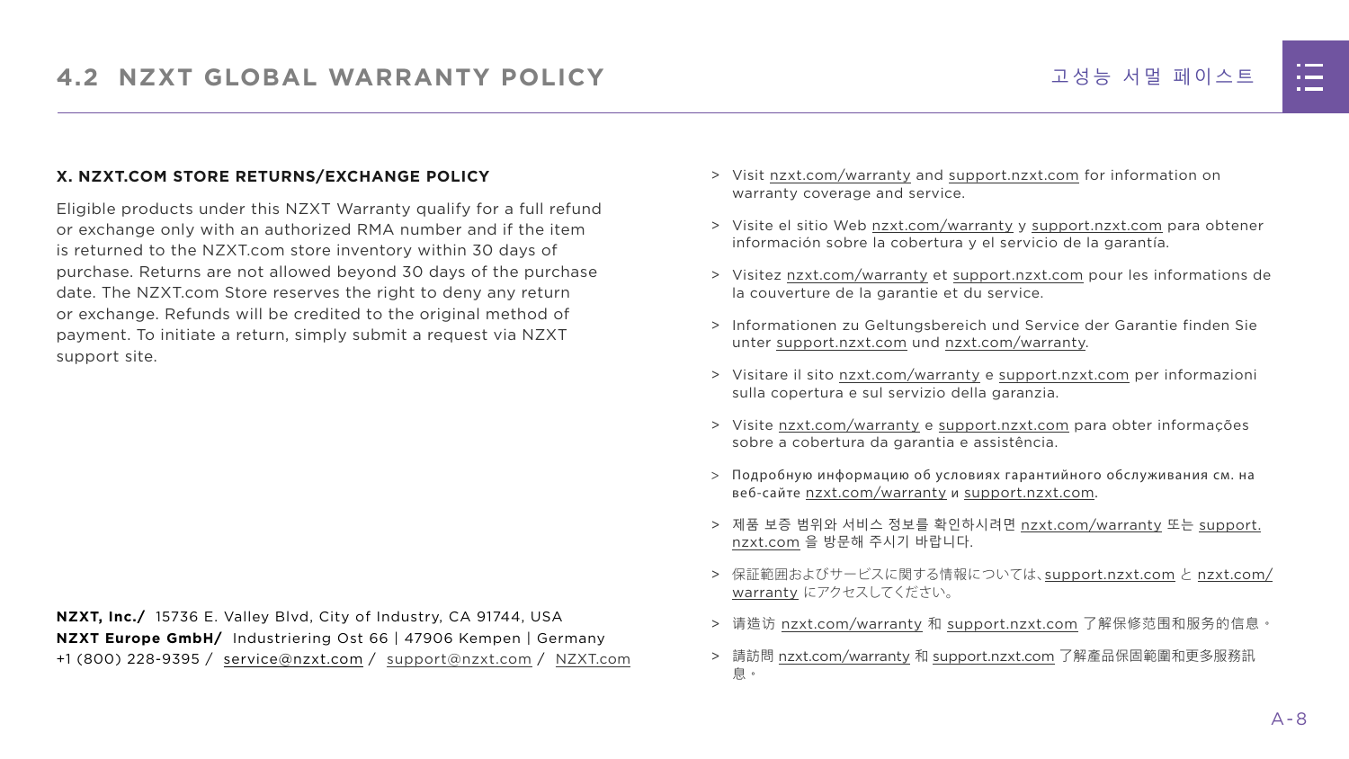## X. NZXT.COM STORE RETURNS/EXCHANGE POLICY

Eligible products under this NZXT Warranty qualify for a full refund or exchange only with an authorized RMA number and if the item is returned to the NZXT.com store inventory within 30 days of purchase. Returns are not allowed beyond 30 days of the purchase date. The NZXT.com Store reserves the right to deny any return or exchange. Refunds will be credited to the original method of payment. To initiate a return, simply submit a request via NZXT support site.

**NZXT, Inc./** 15736 E. Valley Blvd, City of Industry, CA 91744, USA
**NZXT Europe GmbH/** Industriering Ost 66 | 47906 Kempen | Germany
+1 (800) 228-9395 / service@nzxt.com / support@nzxt.com / NZXT.com

> Visit nzxt.com/warranty and support.nzxt.com for information on warranty coverage and service.

> Visite el sitio Web nzxt.com/warranty y support.nzxt.com para obtener información sobre la cobertura y el servicio de la garantía.

> Visitez nzxt.com/warranty et support.nzxt.com pour les informations de la couverture de la garantie et du service.

> Informationen zu Geltungsbereich und Service der Garantie finden Sie unter support.nzxt.com und nzxt.com/warranty.

> Visitare il sito nzxt.com/warranty e support.nzxt.com per informazioni sulla copertura e sul servizio della garanzia.

> Visite nzxt.com/warranty e support.nzxt.com para obter informações sobre a cobertura da garantia e assistência.

> Подробную информацию об условиях гарантийного обслуживания см. на веб-сайте nzxt.com/warranty и support.nzxt.com.

> 제품 보증 범위와 서비스 정보를 확인하시려면 nzxt.com/warranty 또는 support.nzxt.com 을 방문해 주시기 바랍니다.

> 保証範囲およびサービスに関する情報については、support.nzxt.com と nzxt.com/warranty にアクセスしてください。

> 请造访 nzxt.com/warranty 和 support.nzxt.com 了解保修范围和服务的信息。

> 請訪問 nzxt.com/warranty 和 support.nzxt.com 了解產品保固範圍和更多服務訊息。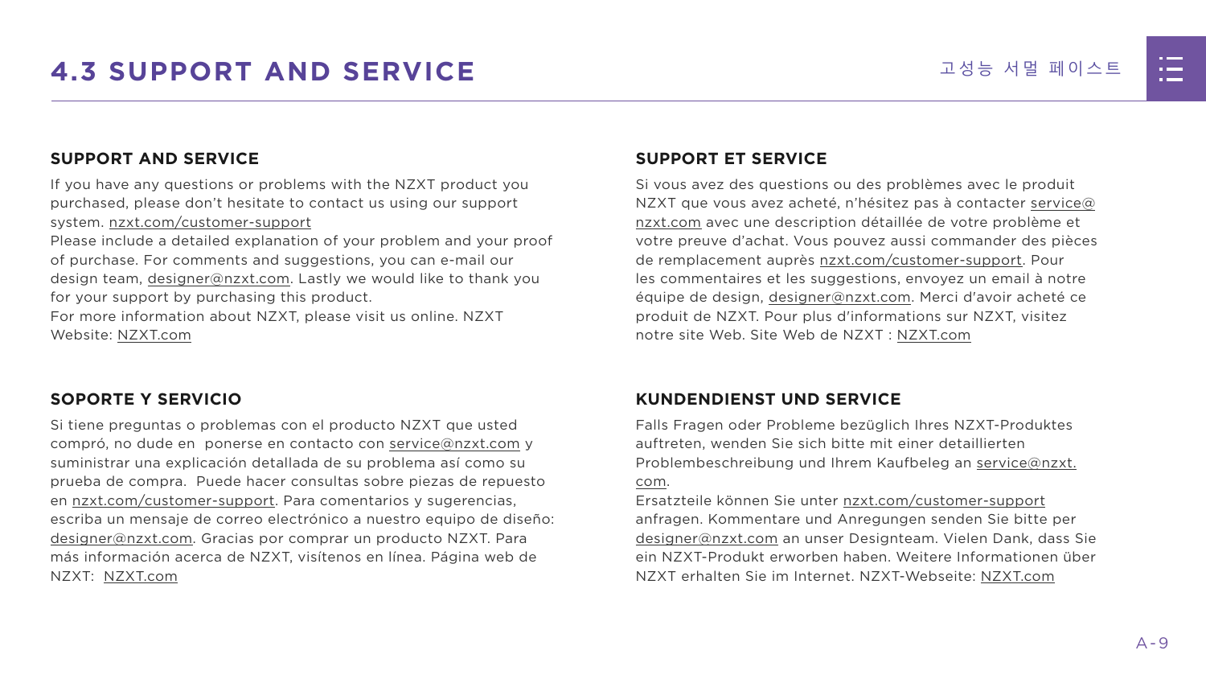# 4.3 SUPPORT AND SERVICE

## SUPPORT AND SERVICE

If you have any questions or problems with the NZXT product you purchased, please don't hesitate to contact us using our support system. nzxt.com/customer-support
Please include a detailed explanation of your problem and your proof of purchase. For comments and suggestions, you can e-mail our design team, designer@nzxt.com. Lastly we would like to thank you for your support by purchasing this product.
For more information about NZXT, please visit us online. NZXT Website: NZXT.com

## SOPORTE Y SERVICIO

Si tiene preguntas o problemas con el producto NZXT que usted compró, no dude en ponerse en contacto con service@nzxt.com y suministrar una explicación detallada de su problema así como su prueba de compra. Puede hacer consultas sobre piezas de repuesto en nzxt.com/customer-support. Para comentarios y sugerencias, escriba un mensaje de correo electrónico a nuestro equipo de diseño: designer@nzxt.com. Gracias por comprar un producto NZXT. Para más información acerca de NZXT, visítenos en línea. Página web de NZXT: NZXT.com

## SUPPORT ET SERVICE

Si vous avez des questions ou des problèmes avec le produit NZXT que vous avez acheté, n'hésitez pas à contacter service@nzxt.com avec une description détaillée de votre problème et votre preuve d'achat. Vous pouvez aussi commander des pièces de remplacement auprès nzxt.com/customer-support. Pour les commentaires et les suggestions, envoyez un email à notre équipe de design, designer@nzxt.com. Merci d'avoir acheté ce produit de NZXT. Pour plus d'informations sur NZXT, visitez notre site Web. Site Web de NZXT : NZXT.com

## KUNDENDIENST UND SERVICE

Falls Fragen oder Probleme bezüglich Ihres NZXT-Produktes auftreten, wenden Sie sich bitte mit einer detaillierten Problembeschreibung und Ihrem Kaufbeleg an service@nzxt.com.
Ersatzteile können Sie unter nzxt.com/customer-support anfragen. Kommentare und Anregungen senden Sie bitte per designer@nzxt.com an unser Designteam. Vielen Dank, dass Sie ein NZXT-Produkt erworben haben. Weitere Informationen über NZXT erhalten Sie im Internet. NZXT-Webseite: NZXT.com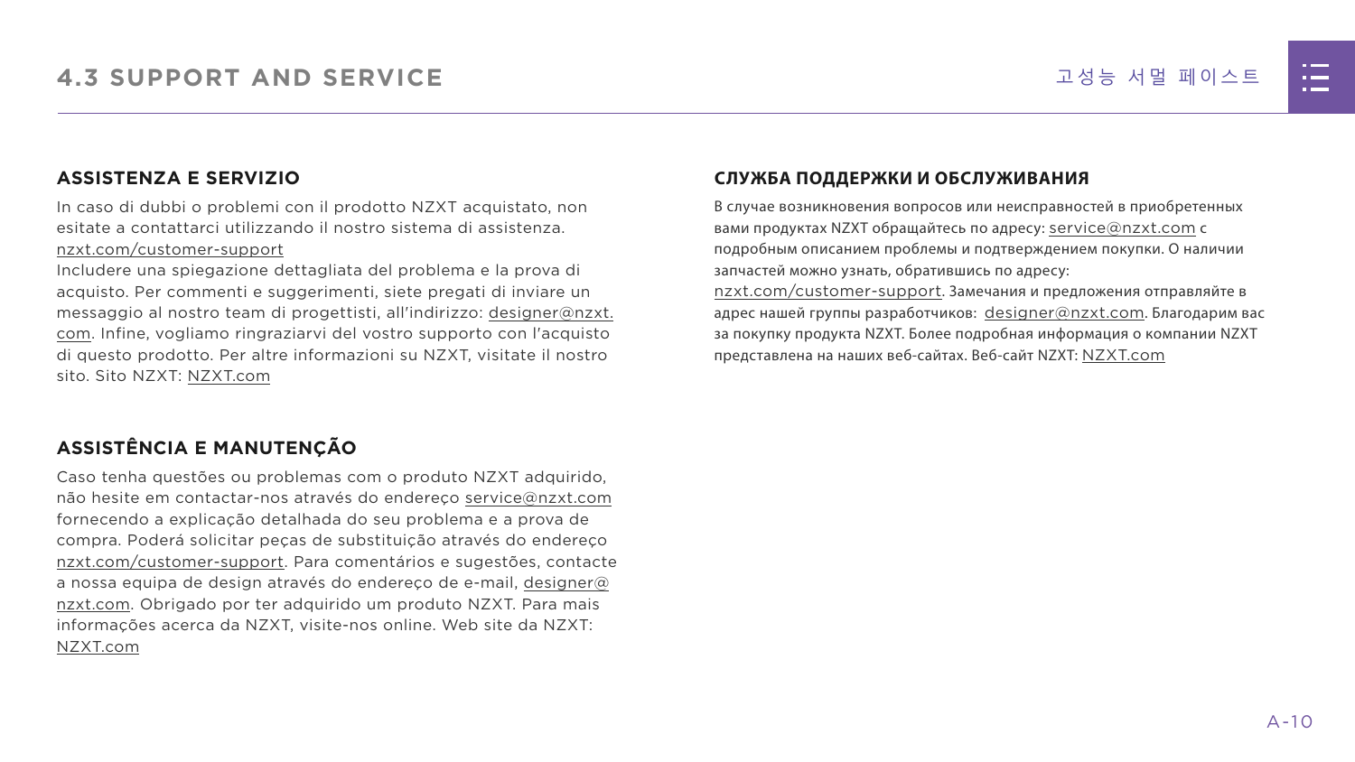## 4.3 SUPPORT AND SERVICE

### ASSISTENZA E SERVIZIO

In caso di dubbi o problemi con il prodotto NZXT acquistato, non esitate a contattarci utilizzando il nostro sistema di assistenza. nzxt.com/customer-support
Includere una spiegazione dettagliata del problema e la prova di acquisto. Per commenti e suggerimenti, siete pregati di inviare un messaggio al nostro team di progettisti, all'indirizzo: designer@nzxt.com. Infine, vogliamo ringraziarvi del vostro supporto con l'acquisto di questo prodotto. Per altre informazioni su NZXT, visitate il nostro sito. Sito NZXT: NZXT.com

### ASSISTÊNCIA E MANUTENÇÃO

Caso tenha questões ou problemas com o produto NZXT adquirido, não hesite em contactar-nos através do endereço service@nzxt.com fornecendo a explicação detalhada do seu problema e a prova de compra. Poderá solicitar peças de substituição através do endereço nzxt.com/customer-support. Para comentários e sugestões, contacte a nossa equipa de design através do endereço de e-mail, designer@nzxt.com. Obrigado por ter adquirido um produto NZXT. Para mais informações acerca da NZXT, visite-nos online. Web site da NZXT: NZXT.com

### СЛУЖБА ПОДДЕРЖКИ И ОБСЛУЖИВАНИЯ

В случае возникновения вопросов или неисправностей в приобретенных вами продуктах NZXT обращайтесь по адресу: service@nzxt.com с подробным описанием проблемы и подтверждением покупки. О наличии запчастей можно узнать, обратившись по адресу: nzxt.com/customer-support. Замечания и предложения отправляйте в адрес нашей группы разработчиков: designer@nzxt.com. Благодарим вас за покупку продукта NZXT. Более подробная информация о компании NZXT представлена на наших веб-сайтах. Веб-сайт NZXT: NZXT.com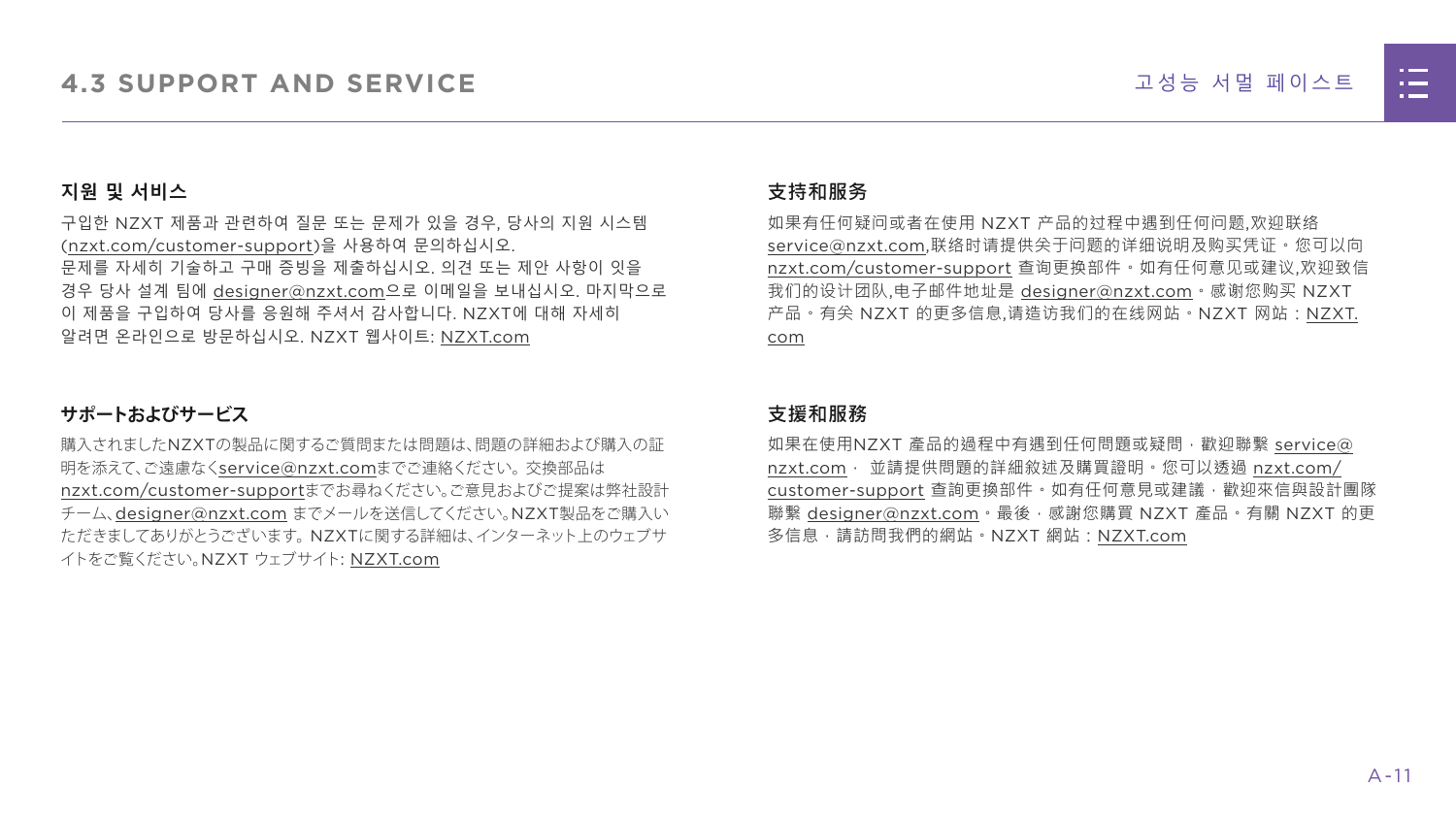# 4.3 SUPPORT AND SERVICE

## 지원 및 서비스

구입한 NZXT 제품과 관련하여 질문 또는 문제가 있을 경우, 당사의 지원 시스템 (nzxt.com/customer-support)을 사용하여 문의하십시오.
문제를 자세히 기술하고 구매 증빙을 제출하십시오. 의견 또는 제안 사항이 잇을 경우 당사 설계 팀에 designer@nzxt.com으로 이메일을 보내십시오. 마지막으로 이 제품을 구입하여 당사를 응원해 주셔서 감사합니다. NZXT에 대해 자세히 알려면 온라인으로 방문하십시오. NZXT 웹사이트: NZXT.com

## サポートおよびサービス

購入されましたNZXTの製品に関するご質問または問題は、問題の詳細および購入の証明を添えて、ご遠慮なくservice@nzxt.comまでご連絡ください。交換部品はnzxt.com/customer-supportまでお尋ねください。ご意見およびご提案は弊社設計チーム、designer@nzxt.com までメールを送信してください。NZXT製品をご購入いただきましてありがとうございます。NZXTに関する詳細は、インターネット上のウェブサイトをご覧ください。NZXT ウェブサイト: NZXT.com

## 支持和服务

如果有任何疑问或者在使用 NZXT 产品的过程中遇到任何问题,欢迎联络 service@nzxt.com,联络时请提供关于问题的详细说明及购买凭证。您可以向 nzxt.com/customer-support 查询更换部件。如有任何意见或建议,欢迎致信我们的设计团队,电子邮件地址是 designer@nzxt.com。感谢您购买 NZXT 产品。有关 NZXT 的更多信息,请造访我们的在线网站。NZXT 网站：NZXT.com

## 支援和服務

如果在使用NZXT 產品的過程中有遇到任何問題或疑問，歡迎聯繫 service@nzxt.com， 並請提供問題的詳細敘述及購買證明。您可以透過 nzxt.com/customer-support 查詢更換部件。如有任何意見或建議，歡迎來信與設計團隊聯繫 designer@nzxt.com。最後，感謝您購買 NZXT 產品。有關 NZXT 的更多信息，請訪問我們的網站。NZXT 網站：NZXT.com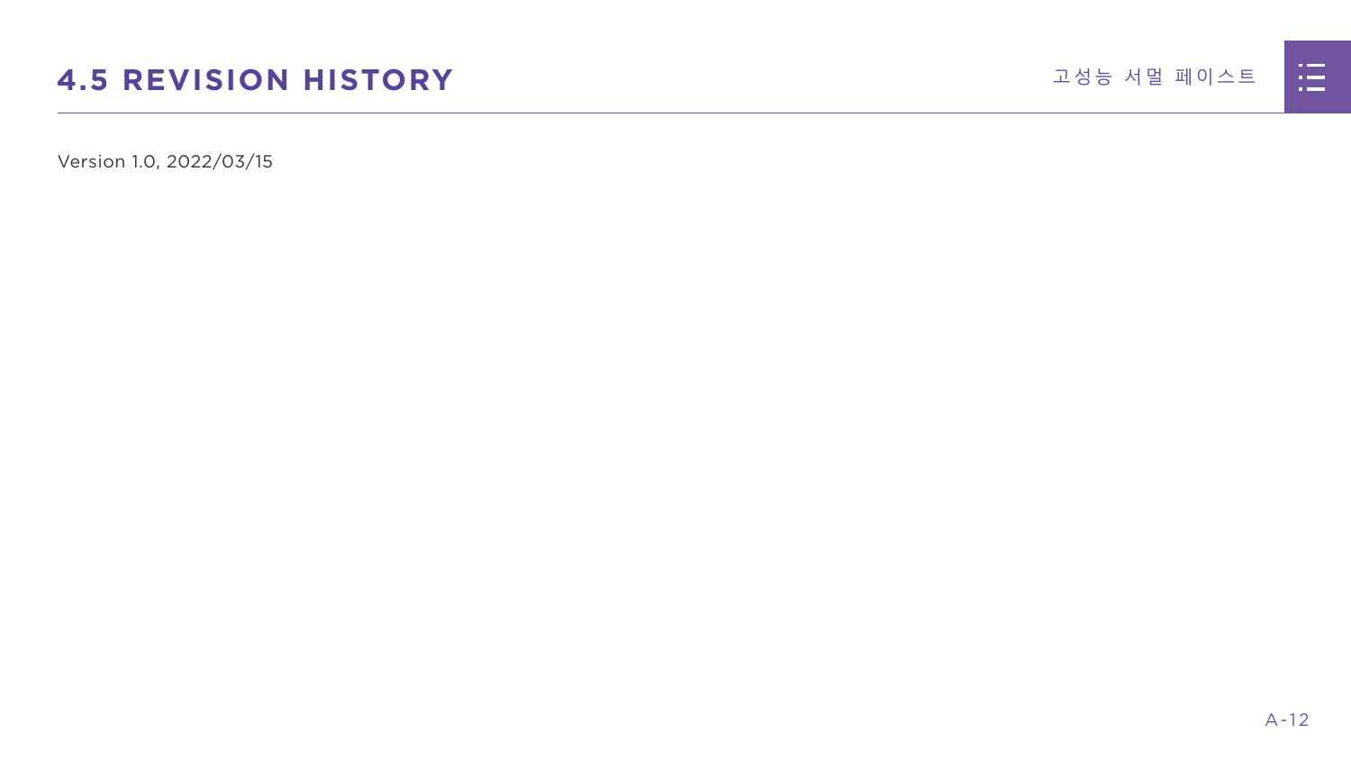## 4.5 REVISION HISTORY

Version 1.0, 2022/03/15